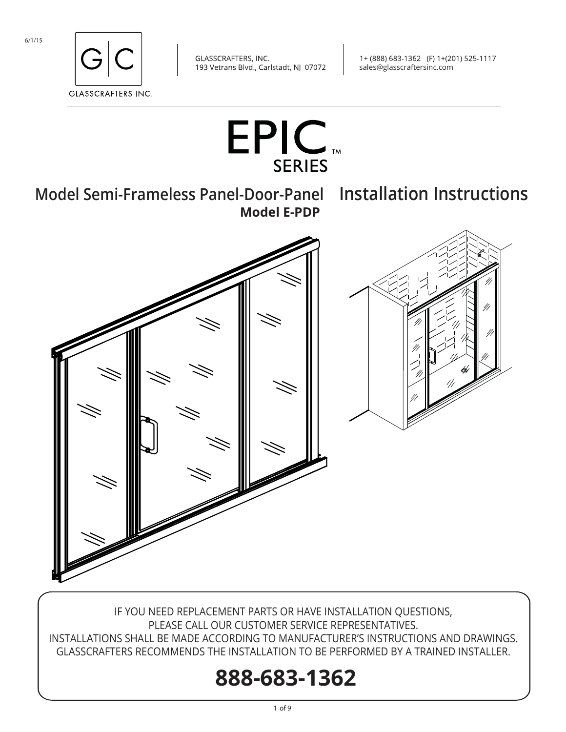6/1/15

GLASSCRAFTERS INC.

GLASSCRAFTERS, INC.
193 Vetrans Blvd., Carlstadt, NJ 07072

1+ (888) 683-1362 (F) 1+(201) 525-1117
sales@glasscraftersinc.com

# EPIC™ SERIES

## Model Semi-Frameless Panel-Door-Panel Installation Instructions

**Model E-PDP**

IF YOU NEED REPLACEMENT PARTS OR HAVE INSTALLATION QUESTIONS,
PLEASE CALL OUR CUSTOMER SERVICE REPRESENTATIVES.
INSTALLATIONS SHALL BE MADE ACCORDING TO MANUFACTURER'S INSTRUCTIONS AND DRAWINGS.
GLASSCRAFTERS RECOMMENDS THE INSTALLATION TO BE PERFORMED BY A TRAINED INSTALLER.

# 888-683-1362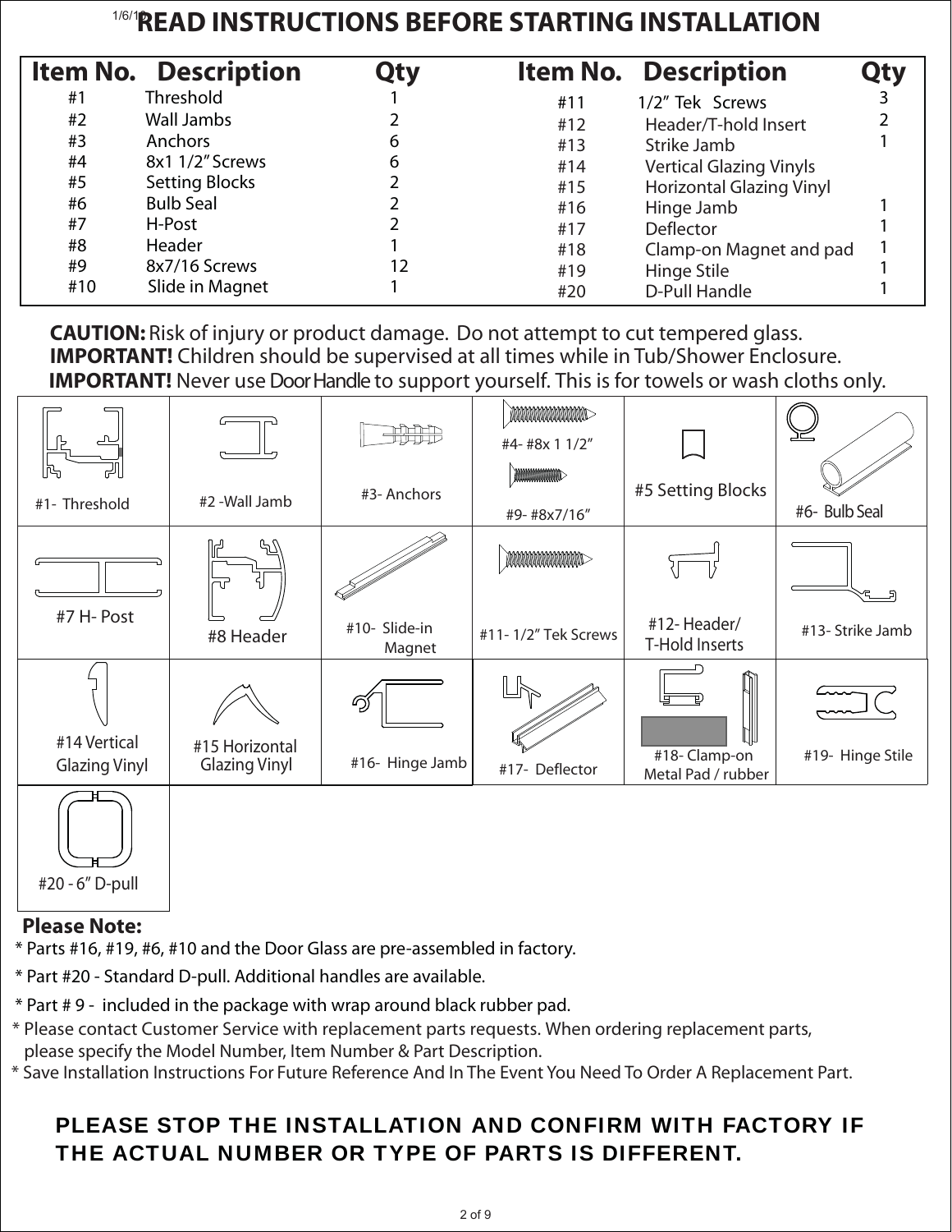# READ INSTRUCTIONS BEFORE STARTING INSTALLATION

| Item No. | Description | Qty | Item No. | Description | Qty |
|---|---|---|---|---|---|
| #1 | Threshold | 1 | #11 | 1/2" Tek Screws | 3 |
| #2 | Wall Jambs | 2 | #12 | Header/T-hold Insert | 2 |
| #3 | Anchors | 6 | #13 | Strike Jamb | 1 |
| #4 | 8x1 1/2" Screws | 6 | #14 | Vertical Glazing Vinyls | |
| #5 | Setting Blocks | 2 | #15 | Horizontal Glazing Vinyl | |
| #6 | Bulb Seal | 2 | #16 | Hinge Jamb | 1 |
| #7 | H-Post | 2 | #17 | Deflector | 1 |
| #8 | Header | 1 | #18 | Clamp-on Magnet and pad | 1 |
| #9 | 8x7/16 Screws | 12 | #19 | Hinge Stile | 1 |
| #10 | Slide in Magnet | 1 | #20 | D-Pull Handle | 1 |

**CAUTION:** Risk of injury or product damage. Do not attempt to cut tempered glass.
**IMPORTANT!** Children should be supervised at all times while in Tub/Shower Enclosure.
**IMPORTANT!** Never use Door Handle to support yourself. This is for towels or wash cloths only.

| | | | | | |
|---|---|---|---|---|---|
| #1- Threshold | #2 -Wall Jamb | #3- Anchors | #4- #8x 1 1/2" <br> #9- #8x7/16" | #5 Setting Blocks | #6- Bulb Seal |
| #7 H- Post | #8 Header | #10- Slide-in Magnet | #11- 1/2" Tek Screws | #12- Header/ T-Hold Inserts | #13- Strike Jamb |
| #14 Vertical Glazing Vinyl | #15 Horizontal Glazing Vinyl | #16- Hinge Jamb | #17- Deflector | #18- Clamp-on Metal Pad / rubber | #19- Hinge Stile |
| #20 - 6" D-pull | | | | | |

**Please Note:**

* Parts #16, #19, #6, #10 and the Door Glass are pre-assembled in factory.
* Part #20 - Standard D-pull. Additional handles are available.
* Part # 9 - included in the package with wrap around black rubber pad.
* Please contact Customer Service with replacement parts requests. When ordering replacement parts, please specify the Model Number, Item Number & Part Description.
* Save Installation Instructions For Future Reference And In The Event You Need To Order A Replacement Part.

**PLEASE STOP THE INSTALLATION AND CONFIRM WITH FACTORY IF THE ACTUAL NUMBER OR TYPE OF PARTS IS DIFFERENT.**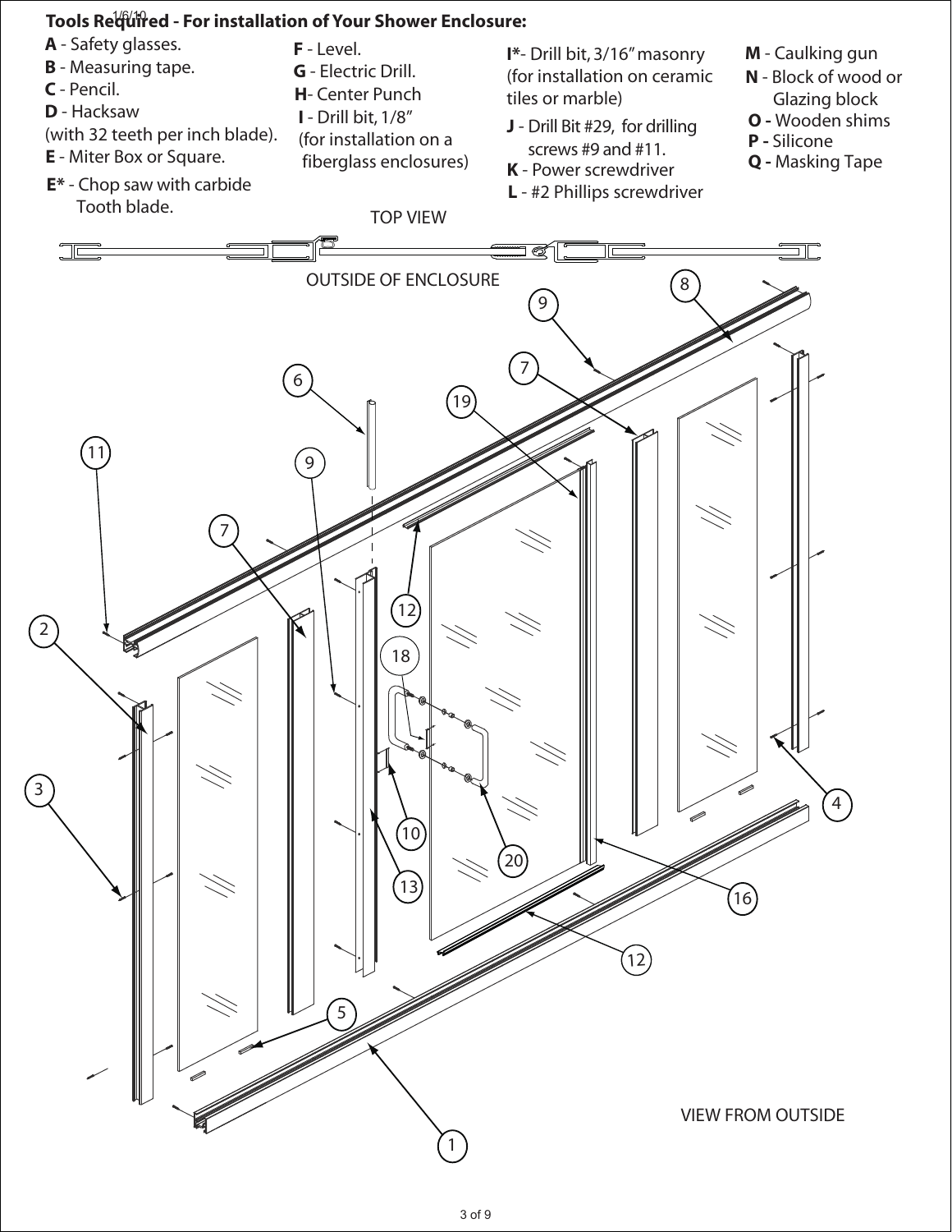## Tools Required - For installation of Your Shower Enclosure:

- **A** - Safety glasses.
- **B** - Measuring tape.
- **C** - Pencil.
- **D** - Hacksaw (with 32 teeth per inch blade).
- **E** - Miter Box or Square.
- **E*** - Chop saw with carbide Tooth blade.
- **F** - Level.
- **G** - Electric Drill.
- **H** - Center Punch
- **I** - Drill bit, 1/8” (for installation on a fiberglass enclosures)
- **I*** - Drill bit, 3/16” masonry (for installation on ceramic tiles or marble)
- **J** - Drill Bit #29, for drilling screws #9 and #11.
- **K** - Power screwdriver
- **L** - #2 Phillips screwdriver
- **M** - Caulking gun
- **N** - Block of wood or Glazing block
- **O** - Wooden shims
- **P** - Silicone
- **Q** - Masking Tape

TOP VIEW

OUTSIDE OF ENCLOSURE

VIEW FROM OUTSIDE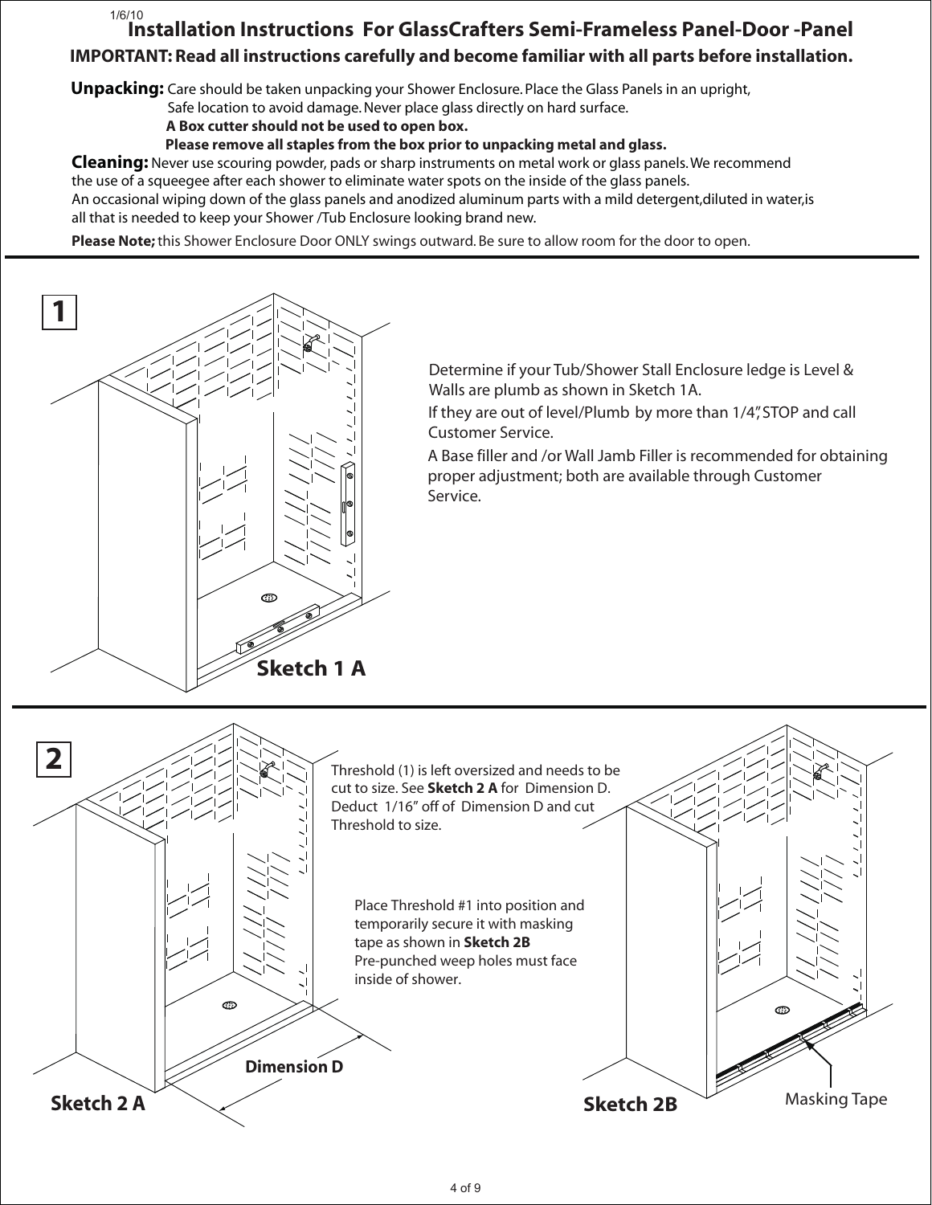1/6/10

# Installation Instructions For GlassCrafters Semi-Frameless Panel-Door -Panel

**IMPORTANT: Read all instructions carefully and become familiar with all parts before installation.**

**Unpacking:** Care should be taken unpacking your Shower Enclosure. Place the Glass Panels in an upright, Safe location to avoid damage. Never place glass directly on hard surface.
**A Box cutter should not be used to open box.**
**Please remove all staples from the box prior to unpacking metal and glass.**

**Cleaning:** Never use scouring powder, pads or sharp instruments on metal work or glass panels. We recommend the use of a squeegee after each shower to eliminate water spots on the inside of the glass panels.
An occasional wiping down of the glass panels and anodized aluminum parts with a mild detergent, diluted in water, is all that is needed to keep your Shower /Tub Enclosure looking brand new.

**Please Note;** this Shower Enclosure Door ONLY swings outward. Be sure to allow room for the door to open.

---

## 1

**Sketch 1 A**

Determine if your Tub/Shower Stall Enclosure ledge is Level & Walls are plumb as shown in Sketch 1A.

If they are out of level/Plumb by more than 1/4", STOP and call Customer Service.

A Base filler and /or Wall Jamb Filler is recommended for obtaining proper adjustment; both are available through Customer Service.

---

## 2

Threshold (1) is left oversized and needs to be cut to size. See **Sketch 2 A** for Dimension D. Deduct 1/16" off of Dimension D and cut Threshold to size.

Place Threshold #1 into position and temporarily secure it with masking tape as shown in **Sketch 2B**
Pre-punched weep holes must face inside of shower.

Dimension D

**Sketch 2 A**

Masking Tape

**Sketch 2B**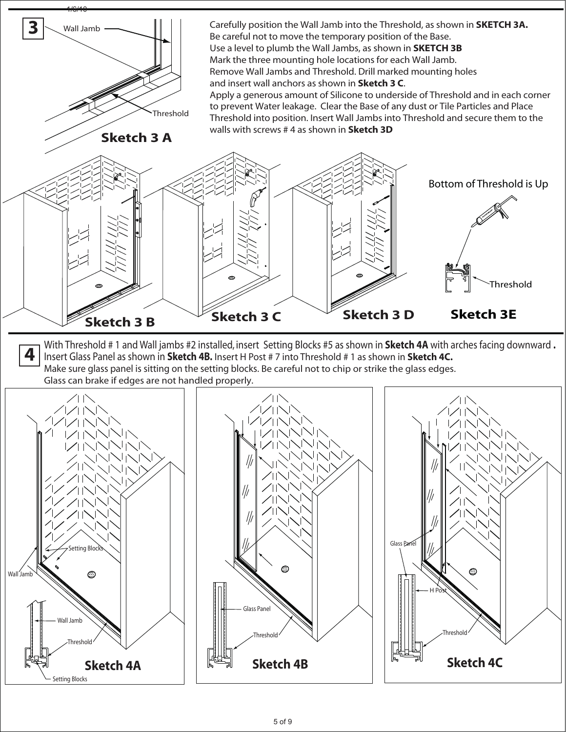## 3

Carefully position the Wall Jamb into the Threshold, as shown in **SKETCH 3A.**
Be careful not to move the temporary position of the Base.
Use a level to plumb the Wall Jambs, as shown in **SKETCH 3B**
Mark the three mounting hole locations for each Wall Jamb.
Remove Wall Jambs and Threshold. Drill marked mounting holes and insert wall anchors as shown in **Sketch 3 C**.
Apply a generous amount of Silicone to underside of Threshold and in each corner to prevent Water leakage. Clear the Base of any dust or Tile Particles and Place Threshold into position. Insert Wall Jambs into Threshold and secure them to the walls with screws # 4 as shown in **Sketch 3D**

Wall Jamb

Threshold

**Sketch 3 A**

**Sketch 3 B**

**Sketch 3 C**

**Sketch 3 D**

Bottom of Threshold is Up

Threshold

**Sketch 3E**

## 4

With Threshold # 1 and Wall jambs #2 installed, insert Setting Blocks #5 as shown in **Sketch 4A** with arches facing downward **.**
Insert Glass Panel as shown in **Sketch 4B.** Insert H Post # 7 into Threshold # 1 as shown in **Sketch 4C.**
Make sure glass panel is sitting on the setting blocks. Be careful not to chip or strike the glass edges.
Glass can brake if edges are not handled properly.

Setting Blocks

Wall Jamb

Wall Jamb

Threshold

Setting Blocks

**Sketch 4A**

Glass Panel

Threshold

**Sketch 4B**

Glass Panel

H Post

Threshold

**Sketch 4C**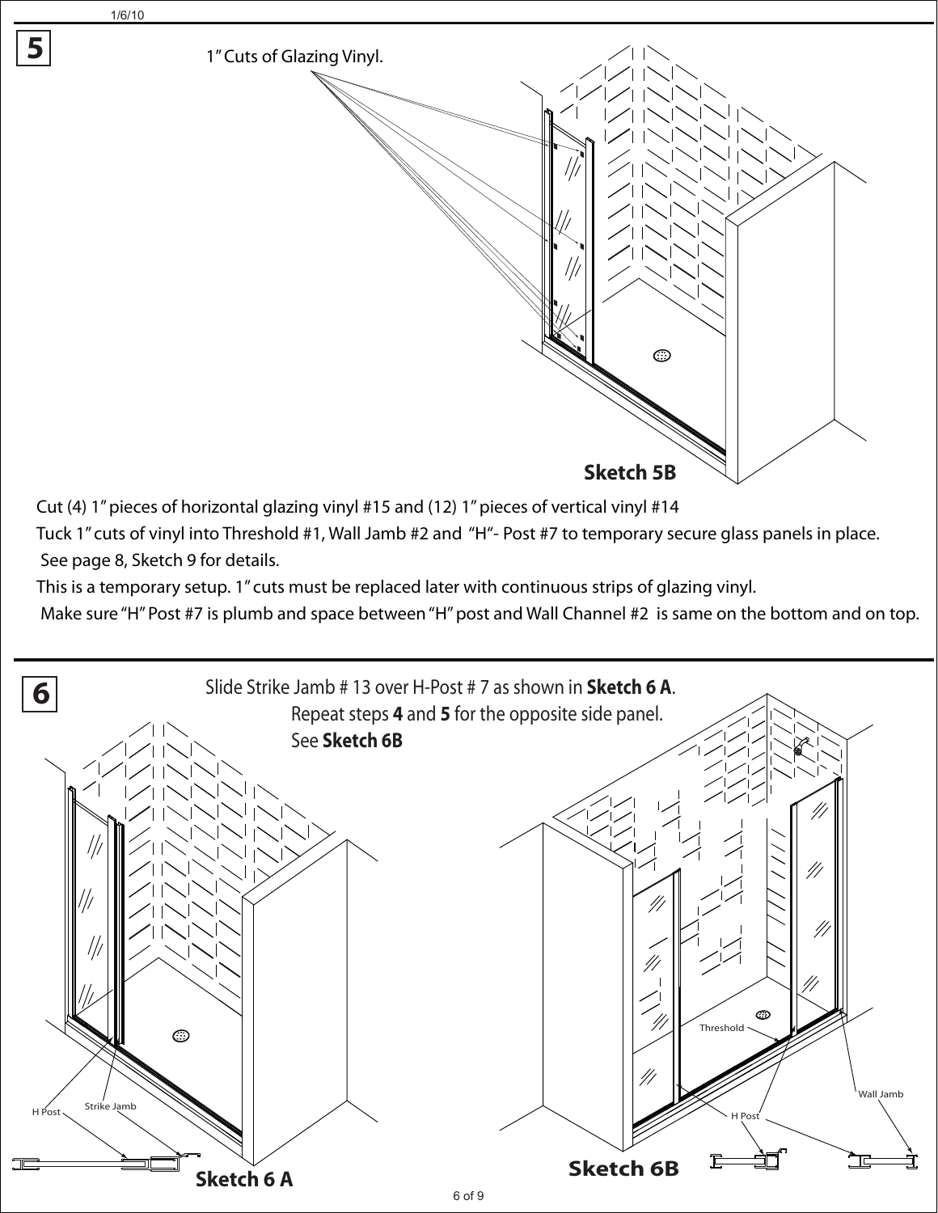## 5

1" Cuts of Glazing Vinyl.

**Sketch 5B**

Cut (4) 1" pieces of horizontal glazing vinyl #15 and (12) 1" pieces of vertical vinyl #14

Tuck 1" cuts of vinyl into Threshold #1, Wall Jamb #2 and "H"- Post #7 to temporary secure glass panels in place. See page 8, Sketch 9 for details.

This is a temporary setup. 1" cuts must be replaced later with continuous strips of glazing vinyl.

Make sure "H" Post #7 is plumb and space between "H" post and Wall Channel #2 is same on the bottom and on top.

## 6

Slide Strike Jamb # 13 over H-Post # 7 as shown in **Sketch 6 A**.

Repeat steps **4** and **5** for the opposite side panel.

See **Sketch 6B**

H Post

Strike Jamb

**Sketch 6 A**

Threshold

Wall Jamb

H Post

**Sketch 6B**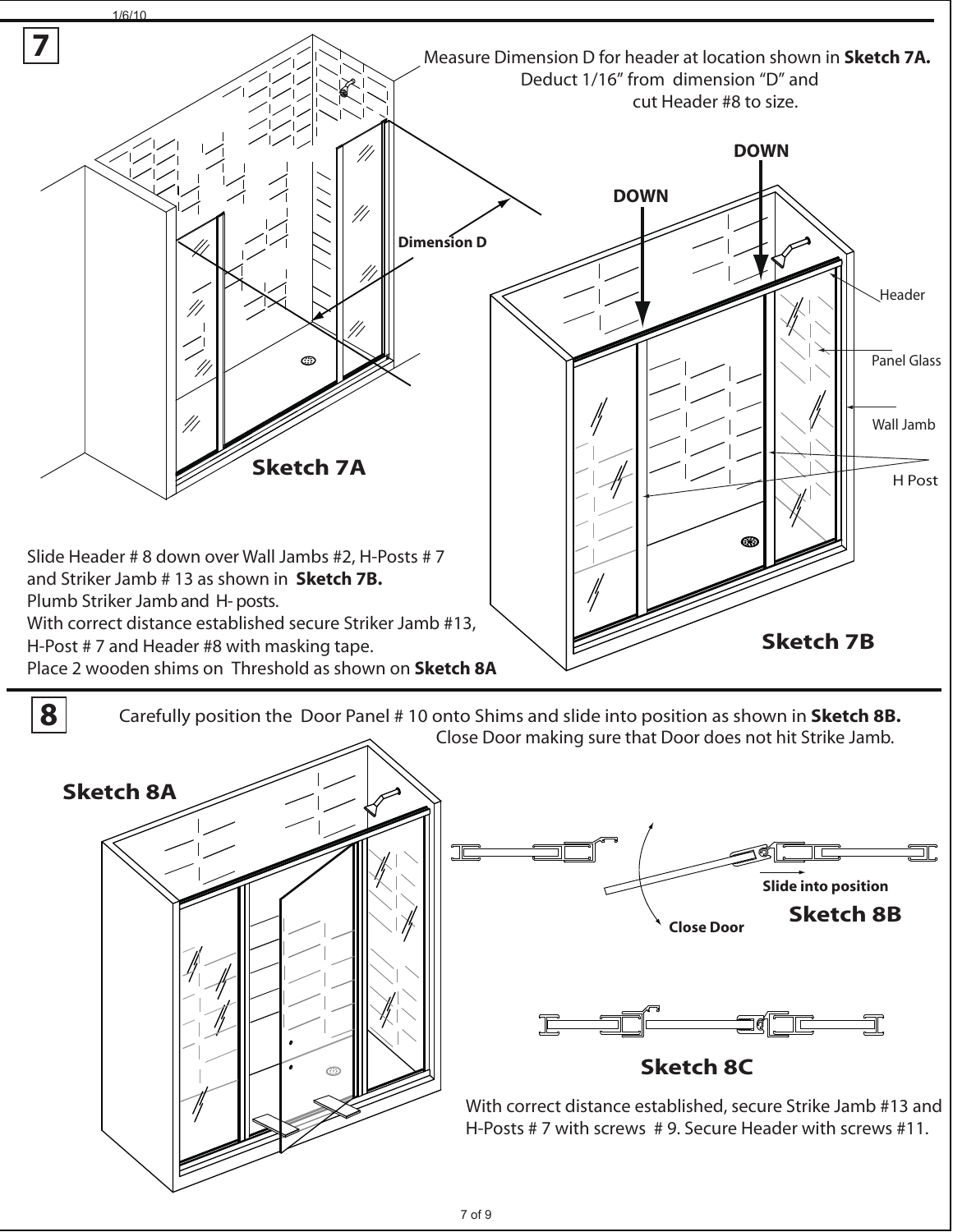## 7

Measure Dimension D for header at location shown in **Sketch 7A.** Deduct 1/16" from dimension "D" and cut Header #8 to size.

Dimension D

DOWN

DOWN

Header

Panel Glass

Wall Jamb

H Post

**Sketch 7A**

**Sketch 7B**

Slide Header # 8 down over Wall Jambs #2, H-Posts # 7 and Striker Jamb # 13 as shown in **Sketch 7B.**
Plumb Striker Jamb and H- posts.
With correct distance established secure Striker Jamb #13, H-Post # 7 and Header #8 with masking tape.
Place 2 wooden shims on Threshold as shown on **Sketch 8A**

## 8

Carefully position the Door Panel # 10 onto Shims and slide into position as shown in **Sketch 8B.** Close Door making sure that Door does not hit Strike Jamb.

**Sketch 8A**

**Slide into position**

**Close Door**

**Sketch 8B**

**Sketch 8C**

With correct distance established, secure Strike Jamb #13 and H-Posts # 7 with screws # 9. Secure Header with screws #11.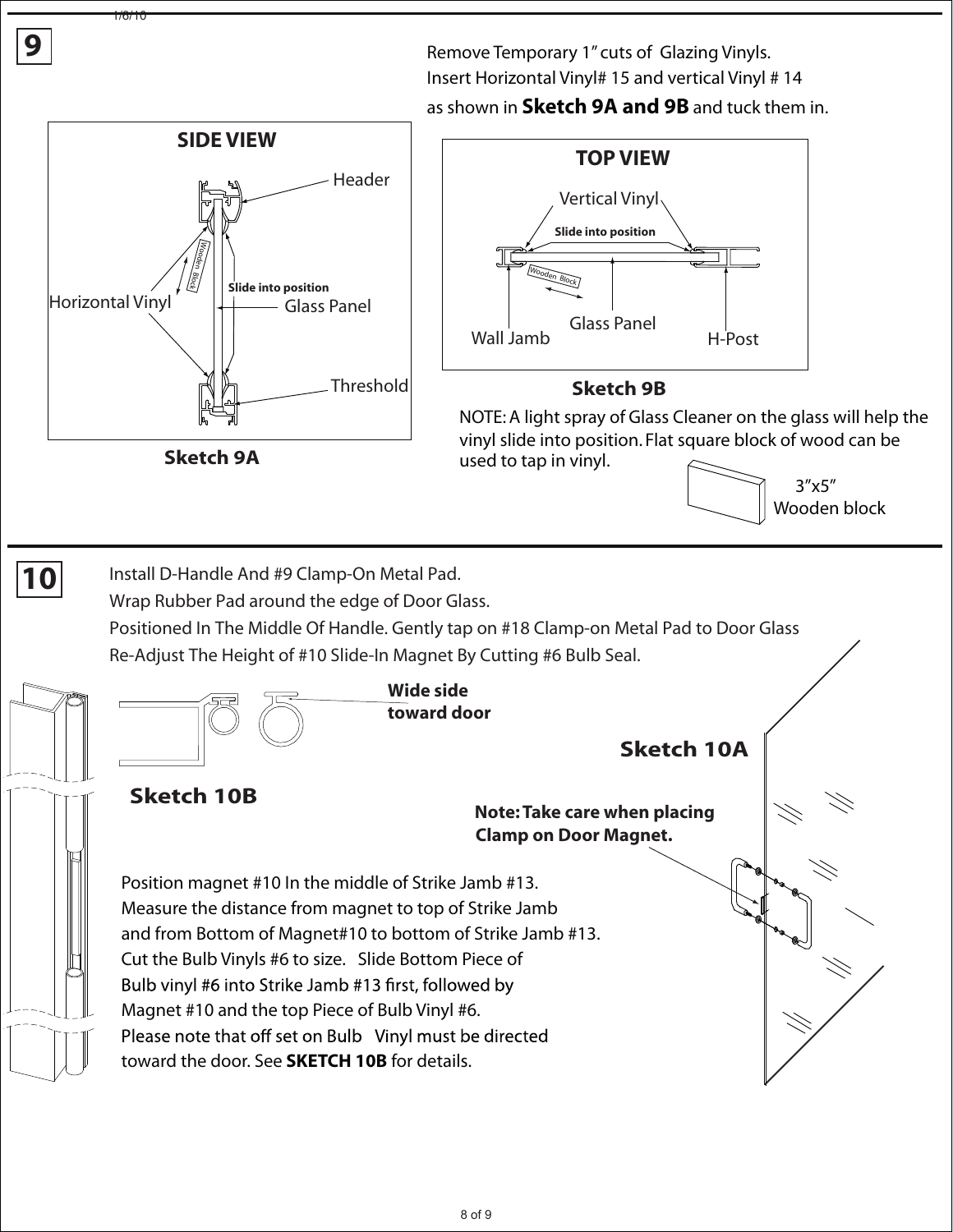## 9

Remove Temporary 1" cuts of Glazing Vinyls.
Insert Horizontal Vinyl# 15 and vertical Vinyl # 14 as shown in **Sketch 9A and 9B** and tuck them in.

**SIDE VIEW**

Header

Horizontal Vinyl

Wooden Block

**Slide into position**

Glass Panel

Threshold

**Sketch 9A**

**TOP VIEW**

Vertical Vinyl

**Slide into position**

Wooden Block

Wall Jamb

Glass Panel

H-Post

**Sketch 9B**

NOTE: A light spray of Glass Cleaner on the glass will help the vinyl slide into position. Flat square block of wood can be used to tap in vinyl.

3"x5"
Wooden block

## 10

Install D-Handle And #9 Clamp-On Metal Pad.
Wrap Rubber Pad around the edge of Door Glass.
Positioned In The Middle Of Handle. Gently tap on #18 Clamp-on Metal Pad to Door Glass
Re-Adjust The Height of #10 Slide-In Magnet By Cutting #6 Bulb Seal.

**Wide side toward door**

**Sketch 10A**

**Sketch 10B**

**Note: Take care when placing Clamp on Door Magnet.**

Position magnet #10 In the middle of Strike Jamb #13.
Measure the distance from magnet to top of Strike Jamb and from Bottom of Magnet#10 to bottom of Strike Jamb #13.
Cut the Bulb Vinyls #6 to size. Slide Bottom Piece of Bulb vinyl #6 into Strike Jamb #13 first, followed by Magnet #10 and the top Piece of Bulb Vinyl #6.
Please note that off set on Bulb Vinyl must be directed toward the door. See **SKETCH 10B** for details.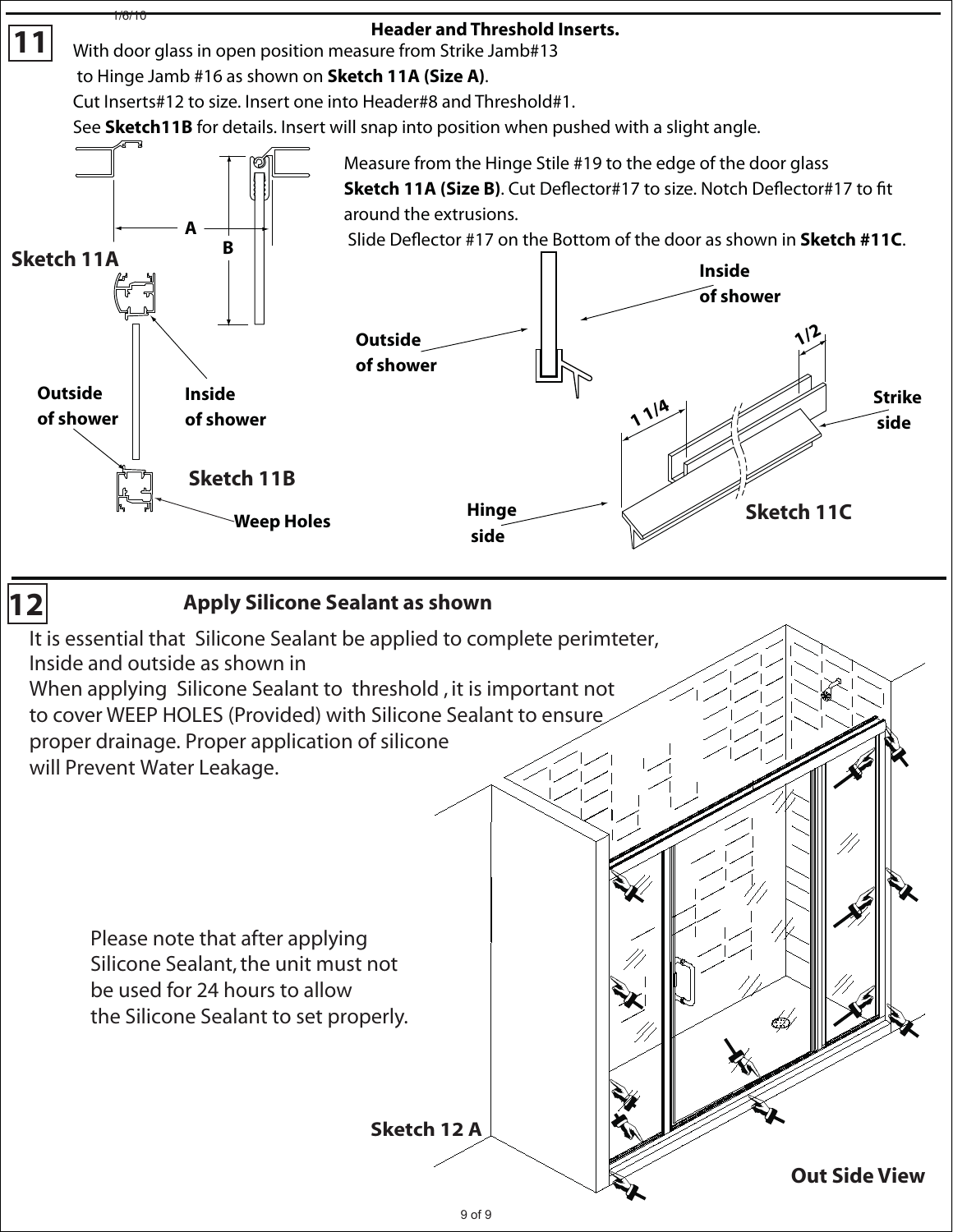## 11 Header and Threshold Inserts.

With door glass in open position measure from Strike Jamb#13 to Hinge Jamb #16 as shown on **Sketch 11A (Size A)**.

Cut Inserts#12 to size. Insert one into Header#8 and Threshold#1.

See **Sketch11B** for details. Insert will snap into position when pushed with a slight angle.

Measure from the Hinge Stile #19 to the edge of the door glass **Sketch 11A (Size B)**. Cut Deflector#17 to size. Notch Deflector#17 to fit around the extrusions.

Slide Deflector #17 on the Bottom of the door as shown in **Sketch #11C**.

A

B

**Sketch 11A**

**Outside of shower**

**Inside of shower**

**Sketch 11B**

**Weep Holes**

**Inside of shower**

**Outside of shower**

1/2

1 1/4

**Strike side**

**Hinge side**

**Sketch 11C**

## 12 Apply Silicone Sealant as shown

It is essential that Silicone Sealant be applied to complete perimteter, Inside and outside as shown in

When applying Silicone Sealant to threshold , it is important not to cover WEEP HOLES (Provided) with Silicone Sealant to ensure proper drainage. Proper application of silicone will Prevent Water Leakage.

Please note that after applying Silicone Sealant, the unit must not be used for 24 hours to allow the Silicone Sealant to set properly.

**Sketch 12 A**

**Out Side View**